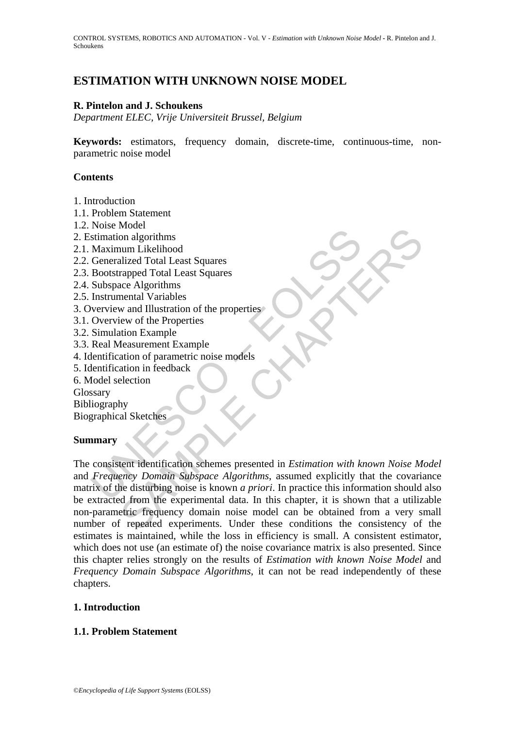# ESTIMATION WITH UNKNOWN NOISE MODEL

**R. Pintelon and J. Schoukens**

*Department ELEC, Vrije Universiteit Brussel, Belgium*

**Keywords:** estimators, frequency domain, discrete-time, continuous-time, non-parametric noise model

## Contents

1. Introduction
1.1. Problem Statement
1.2. Noise Model
2. Estimation algorithms
2.1. Maximum Likelihood
2.2. Generalized Total Least Squares
2.3. Bootstrapped Total Least Squares
2.4. Subspace Algorithms
2.5. Instrumental Variables
3. Overview and Illustration of the properties
3.1. Overview of the Properties
3.2. Simulation Example
3.3. Real Measurement Example
4. Identification of parametric noise models
5. Identification in feedback
6. Model selection
Glossary
Bibliography
Biographical Sketches

## Summary

The consistent identification schemes presented in *Estimation with known Noise Model* and *Frequency Domain Subspace Algorithms*, assumed explicitly that the covariance matrix of the disturbing noise is known *a priori*. In practice this information should also be extracted from the experimental data. In this chapter, it is shown that a utilizable non-parametric frequency domain noise model can be obtained from a very small number of repeated experiments. Under these conditions the consistency of the estimates is maintained, while the loss in efficiency is small. A consistent estimator, which does not use (an estimate of) the noise covariance matrix is also presented. Since this chapter relies strongly on the results of *Estimation with known Noise Model* and *Frequency Domain Subspace Algorithms*, it can not be read independently of these chapters.

## 1. Introduction

### 1.1. Problem Statement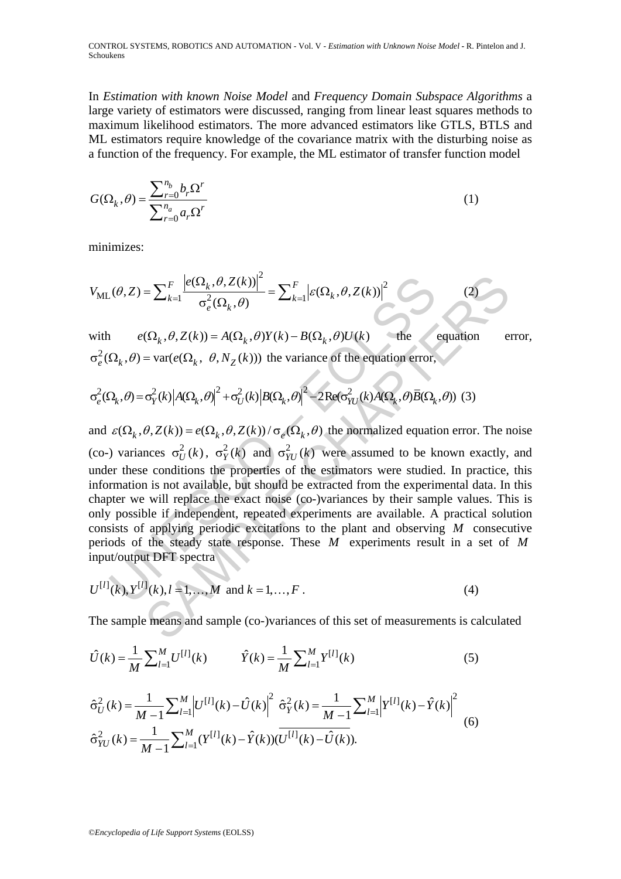In *Estimation with known Noise Model* and *Frequency Domain Subspace Algorithms* a large variety of estimators were discussed, ranging from linear least squares methods to maximum likelihood estimators. The more advanced estimators like GTLS, BTLS and ML estimators require knowledge of the covariance matrix with the disturbing noise as a function of the frequency. For example, the ML estimator of transfer function model

$$G(\Omega_k, \theta) = \frac{\sum_{r=0}^{n_b} b_r \Omega^r}{\sum_{r=0}^{n_a} a_r \Omega^r} \tag{1}$$

minimizes:

$$V_{\text{ML}}(\theta, Z) = \sum_{k=1}^{F} \frac{\left|e(\Omega_k, \theta, Z(k))\right|^2}{\sigma_e^2(\Omega_k, \theta)} = \sum_{k=1}^{F} \left|\varepsilon(\Omega_k, \theta, Z(k))\right|^2 \tag{2}$$

with $e(\Omega_k, \theta, Z(k)) = A(\Omega_k, \theta)Y(k) - B(\Omega_k, \theta)U(k)$ the equation error, $\sigma_e^2(\Omega_k, \theta) = \text{var}(e(\Omega_k, \theta, N_Z(k)))$ the variance of the equation error,

$$\sigma_e^2(\Omega_k, \theta) = \sigma_Y^2(k)\left|A(\Omega_k, \theta)\right|^2 + \sigma_U^2(k)\left|B(\Omega_k, \theta)\right|^2 - 2\text{Re}(\sigma_{YU}^2(k)A(\Omega_k, \theta)\overline{B}(\Omega_k, \theta)) \tag{3}$$

and $\varepsilon(\Omega_k, \theta, Z(k)) = e(\Omega_k, \theta, Z(k)) / \sigma_e(\Omega_k, \theta)$ the normalized equation error. The noise (co-) variances $\sigma_U^2(k)$, $\sigma_Y^2(k)$ and $\sigma_{YU}^2(k)$ were assumed to be known exactly, and under these conditions the properties of the estimators were studied. In practice, this information is not available, but should be extracted from the experimental data. In this chapter we will replace the exact noise (co-)variances by their sample values. This is only possible if independent, repeated experiments are available. A practical solution consists of applying periodic excitations to the plant and observing $M$ consecutive periods of the steady state response. These $M$ experiments result in a set of $M$ input/output DFT spectra

$$U^{[l]}(k), Y^{[l]}(k), l = 1, \ldots, M \text{ and } k = 1, \ldots, F. \tag{4}$$

The sample means and sample (co-)variances of this set of measurements is calculated

$$\hat{U}(k) = \frac{1}{M}\sum_{l=1}^{M} U^{[l]}(k) \qquad \hat{Y}(k) = \frac{1}{M}\sum_{l=1}^{M} Y^{[l]}(k) \tag{5}$$

$$\begin{aligned} &\hat{\sigma}_U^2(k) = \frac{1}{M-1}\sum_{l=1}^{M}\left|U^{[l]}(k) - \hat{U}(k)\right|^2 \quad \hat{\sigma}_Y^2(k) = \frac{1}{M-1}\sum_{l=1}^{M}\left|Y^{[l]}(k) - \hat{Y}(k)\right|^2 \\ &\hat{\sigma}_{YU}^2(k) = \frac{1}{M-1}\sum_{l=1}^{M}(Y^{[l]}(k) - \hat{Y}(k))\overline{(U^{[l]}(k) - \hat{U}(k))}. \end{aligned} \tag{6}$$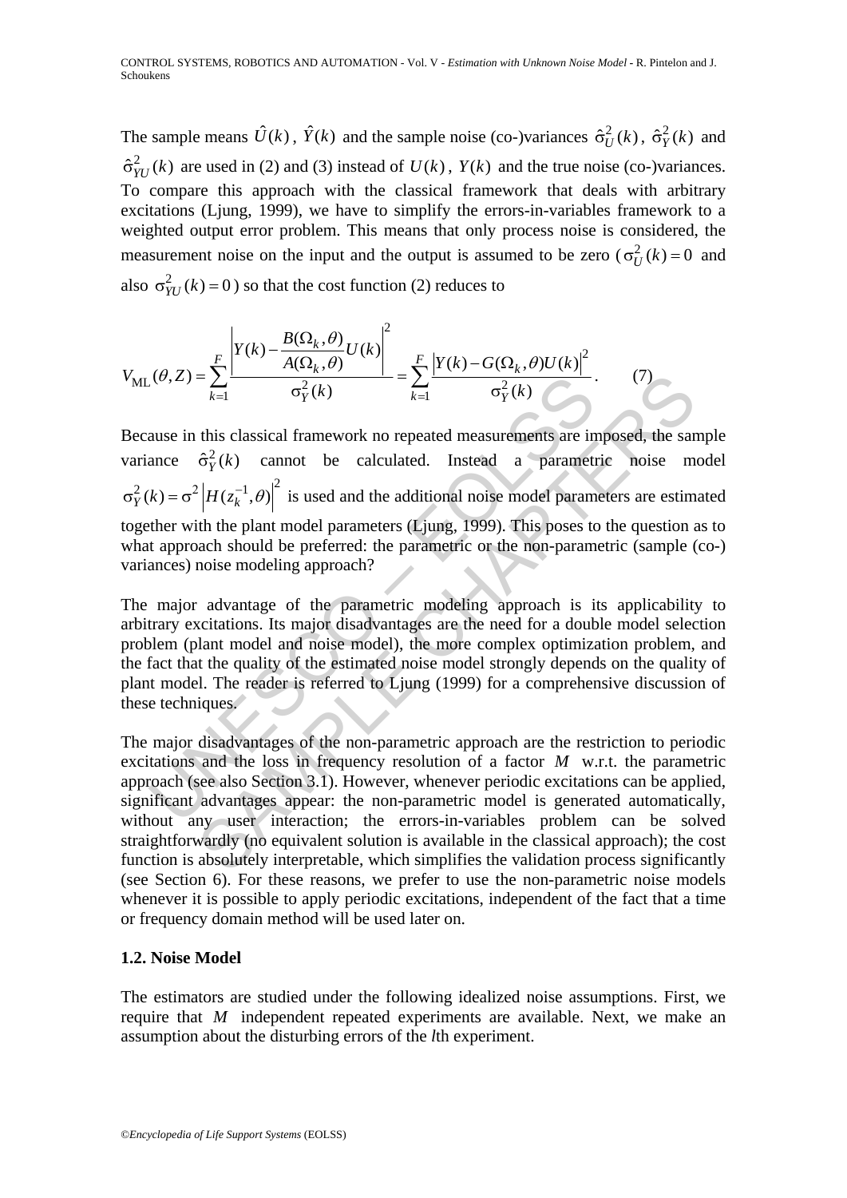The sample means $\hat{U}(k)$, $\hat{Y}(k)$ and the sample noise (co-)variances $\hat{\sigma}_U^2(k)$, $\hat{\sigma}_Y^2(k)$ and $\hat{\sigma}_{YU}^2(k)$ are used in (2) and (3) instead of $U(k)$, $Y(k)$ and the true noise (co-)variances. To compare this approach with the classical framework that deals with arbitrary excitations (Ljung, 1999), we have to simplify the errors-in-variables framework to a weighted output error problem. This means that only process noise is considered, the measurement noise on the input and the output is assumed to be zero ($\sigma_U^2(k) = 0$ and also $\sigma_{YU}^2(k) = 0$) so that the cost function (2) reduces to

$$V_{\text{ML}}(\theta, Z) = \sum_{k=1}^{F} \frac{\left| Y(k) - \dfrac{B(\Omega_k, \theta)}{A(\Omega_k, \theta)} U(k) \right|^2}{\sigma_Y^2(k)} = \sum_{k=1}^{F} \frac{\left| Y(k) - G(\Omega_k, \theta) U(k) \right|^2}{\sigma_Y^2(k)}. \tag{7}$$

Because in this classical framework no repeated measurements are imposed, the sample variance $\hat{\sigma}_Y^2(k)$ cannot be calculated. Instead a parametric noise model $\sigma_Y^2(k) = \sigma^2 \left| H(z_k^{-1}, \theta) \right|^2$ is used and the additional noise model parameters are estimated together with the plant model parameters (Ljung, 1999). This poses to the question as to what approach should be preferred: the parametric or the non-parametric (sample (co-) variances) noise modeling approach?

The major advantage of the parametric modeling approach is its applicability to arbitrary excitations. Its major disadvantages are the need for a double model selection problem (plant model and noise model), the more complex optimization problem, and the fact that the quality of the estimated noise model strongly depends on the quality of plant model. The reader is referred to Ljung (1999) for a comprehensive discussion of these techniques.

The major disadvantages of the non-parametric approach are the restriction to periodic excitations and the loss in frequency resolution of a factor $M$ w.r.t. the parametric approach (see also Section 3.1). However, whenever periodic excitations can be applied, significant advantages appear: the non-parametric model is generated automatically, without any user interaction; the errors-in-variables problem can be solved straightforwardly (no equivalent solution is available in the classical approach); the cost function is absolutely interpretable, which simplifies the validation process significantly (see Section 6). For these reasons, we prefer to use the non-parametric noise models whenever it is possible to apply periodic excitations, independent of the fact that a time or frequency domain method will be used later on.

### 1.2. Noise Model

The estimators are studied under the following idealized noise assumptions. First, we require that $M$ independent repeated experiments are available. Next, we make an assumption about the disturbing errors of the $l$th experiment.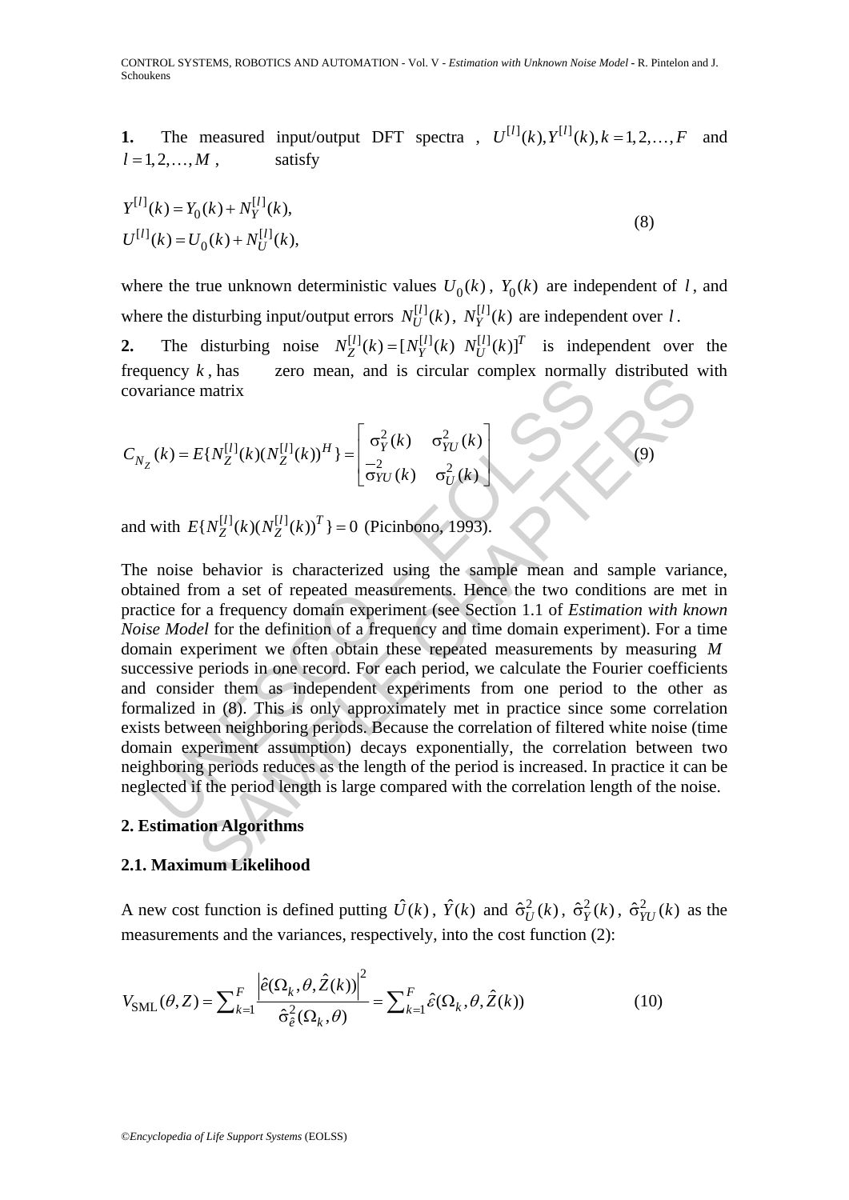**1.** The measured input/output DFT spectra , $U^{[l]}(k), Y^{[l]}(k), k = 1, 2, \ldots, F$ and $l = 1, 2, \ldots, M$ , satisfy

$$
\begin{aligned}
Y^{[l]}(k) &= Y_0(k) + N_Y^{[l]}(k), \\
U^{[l]}(k) &= U_0(k) + N_U^{[l]}(k),
\end{aligned}
\tag{8}
$$

where the true unknown deterministic values $U_0(k)$, $Y_0(k)$ are independent of $l$, and where the disturbing input/output errors $N_U^{[l]}(k)$, $N_Y^{[l]}(k)$ are independent over $l$.

**2.** The disturbing noise $N_Z^{[l]}(k) = [N_Y^{[l]}(k) \; N_U^{[l]}(k)]^T$ is independent over the frequency $k$, has zero mean, and is circular complex normally distributed with covariance matrix

$$
C_{N_Z}(k) = E\{N_Z^{[l]}(k)(N_Z^{[l]}(k))^H\} = \begin{bmatrix} \sigma_Y^2(k) & \sigma_{YU}^2(k) \\ \overline{\sigma}_{YU}^2(k) & \sigma_U^2(k) \end{bmatrix}
\tag{9}
$$

and with $E\{N_Z^{[l]}(k)(N_Z^{[l]}(k))^T\} = 0$ (Picinbono, 1993).

The noise behavior is characterized using the sample mean and sample variance, obtained from a set of repeated measurements. Hence the two conditions are met in practice for a frequency domain experiment (see Section 1.1 of *Estimation with known Noise Model* for the definition of a frequency and time domain experiment). For a time domain experiment we often obtain these repeated measurements by measuring $M$ successive periods in one record. For each period, we calculate the Fourier coefficients and consider them as independent experiments from one period to the other as formalized in (8). This is only approximately met in practice since some correlation exists between neighboring periods. Because the correlation of filtered white noise (time domain experiment assumption) decays exponentially, the correlation between two neighboring periods reduces as the length of the period is increased. In practice it can be neglected if the period length is large compared with the correlation length of the noise.

## 2. Estimation Algorithms

### 2.1. Maximum Likelihood

A new cost function is defined putting $\hat{U}(k)$, $\hat{Y}(k)$ and $\hat{\sigma}_U^2(k)$, $\hat{\sigma}_Y^2(k)$, $\hat{\sigma}_{YU}^2(k)$ as the measurements and the variances, respectively, into the cost function (2):

$$
V_{\text{SML}}(\theta, Z) = \sum_{k=1}^{F} \frac{\left|\hat{e}(\Omega_k, \theta, \hat{Z}(k))\right|^2}{\hat{\sigma}_{\hat{e}}^2(\Omega_k, \theta)} = \sum_{k=1}^{F} \hat{\varepsilon}(\Omega_k, \theta, \hat{Z}(k))
\tag{10}
$$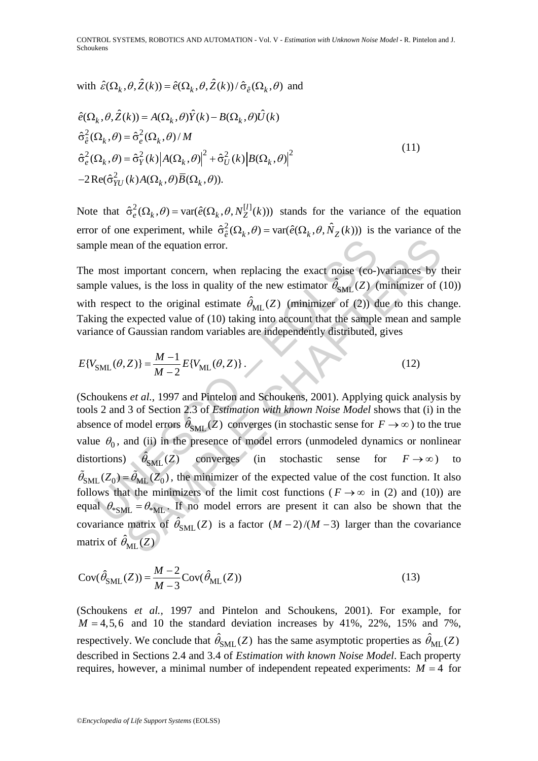with $\hat{\varepsilon}(\Omega_k, \theta, \hat{Z}(k)) = \hat{e}(\Omega_k, \theta, \hat{Z}(k)) / \hat{\sigma}_{\hat{e}}(\Omega_k, \theta)$ and

$$
\begin{aligned}
&\hat{e}(\Omega_k, \theta, \hat{Z}(k)) = A(\Omega_k, \theta)\hat{Y}(k) - B(\Omega_k, \theta)\hat{U}(k) \\
&\hat{\sigma}_{\hat{e}}^2(\Omega_k, \theta) = \hat{\sigma}_e^2(\Omega_k, \theta) / M \\
&\hat{\sigma}_e^2(\Omega_k, \theta) = \hat{\sigma}_Y^2(k)\left|A(\Omega_k, \theta)\right|^2 + \hat{\sigma}_U^2(k)\left|B(\Omega_k, \theta)\right|^2 \\
&-2\operatorname{Re}(\hat{\sigma}_{YU}^2(k) A(\Omega_k, \theta)\overline{B}(\Omega_k, \theta)).
\end{aligned}
\tag{11}
$$

Note that $\hat{\sigma}_e^2(\Omega_k, \theta) = \operatorname{var}(\hat{e}(\Omega_k, \theta, N_Z^{[l]}(k)))$ stands for the variance of the equation error of one experiment, while $\hat{\sigma}_{\hat{e}}^2(\Omega_k, \theta) = \operatorname{var}(\hat{e}(\Omega_k, \theta, \hat{N}_Z(k)))$ is the variance of the sample mean of the equation error.

The most important concern, when replacing the exact noise (co-)variances by their sample values, is the loss in quality of the new estimator $\hat{\theta}_{\text{SML}}(Z)$ (minimizer of (10)) with respect to the original estimate $\hat{\theta}_{\text{ML}}(Z)$ (minimizer of (2)) due to this change. Taking the expected value of (10) taking into account that the sample mean and sample variance of Gaussian random variables are independently distributed, gives

$$
E\{V_{\text{SML}}(\theta, Z)\} = \frac{M-1}{M-2} E\{V_{\text{ML}}(\theta, Z)\}\,. \tag{12}
$$

(Schoukens *et al.*, 1997 and Pintelon and Schoukens, 2001). Applying quick analysis by tools 2 and 3 of Section 2.3 of *Estimation with known Noise Model* shows that (i) in the absence of model errors $\hat{\theta}_{\text{SML}}(Z)$ converges (in stochastic sense for $F \to \infty$) to the true value $\theta_0$, and (ii) in the presence of model errors (unmodeled dynamics or nonlinear distortions) $\hat{\theta}_{\text{SML}}(Z)$ converges (in stochastic sense for $F \to \infty$) to $\tilde{\theta}_{\text{SML}}(Z_0) = \tilde{\theta}_{\text{ML}}(Z_0)$, the minimizer of the expected value of the cost function. It also follows that the minimizers of the limit cost functions ($F \to \infty$ in (2) and (10)) are equal $\theta_{*\text{SML}} = \theta_{*\text{ML}}$. If no model errors are present it can also be shown that the covariance matrix of $\hat{\theta}_{\text{SML}}(Z)$ is a factor $(M-2)/(M-3)$ larger than the covariance matrix of $\hat{\theta}_{\text{ML}}(Z)$

$$
\operatorname{Cov}(\hat{\theta}_{\text{SML}}(Z)) = \frac{M-2}{M-3}\operatorname{Cov}(\hat{\theta}_{\text{ML}}(Z)) \tag{13}
$$

(Schoukens *et al.*, 1997 and Pintelon and Schoukens, 2001). For example, for $M = 4, 5, 6$ and 10 the standard deviation increases by 41%, 22%, 15% and 7%, respectively. We conclude that $\hat{\theta}_{\text{SML}}(Z)$ has the same asymptotic properties as $\hat{\theta}_{\text{ML}}(Z)$ described in Sections 2.4 and 3.4 of *Estimation with known Noise Model*. Each property requires, however, a minimal number of independent repeated experiments: $M = 4$ for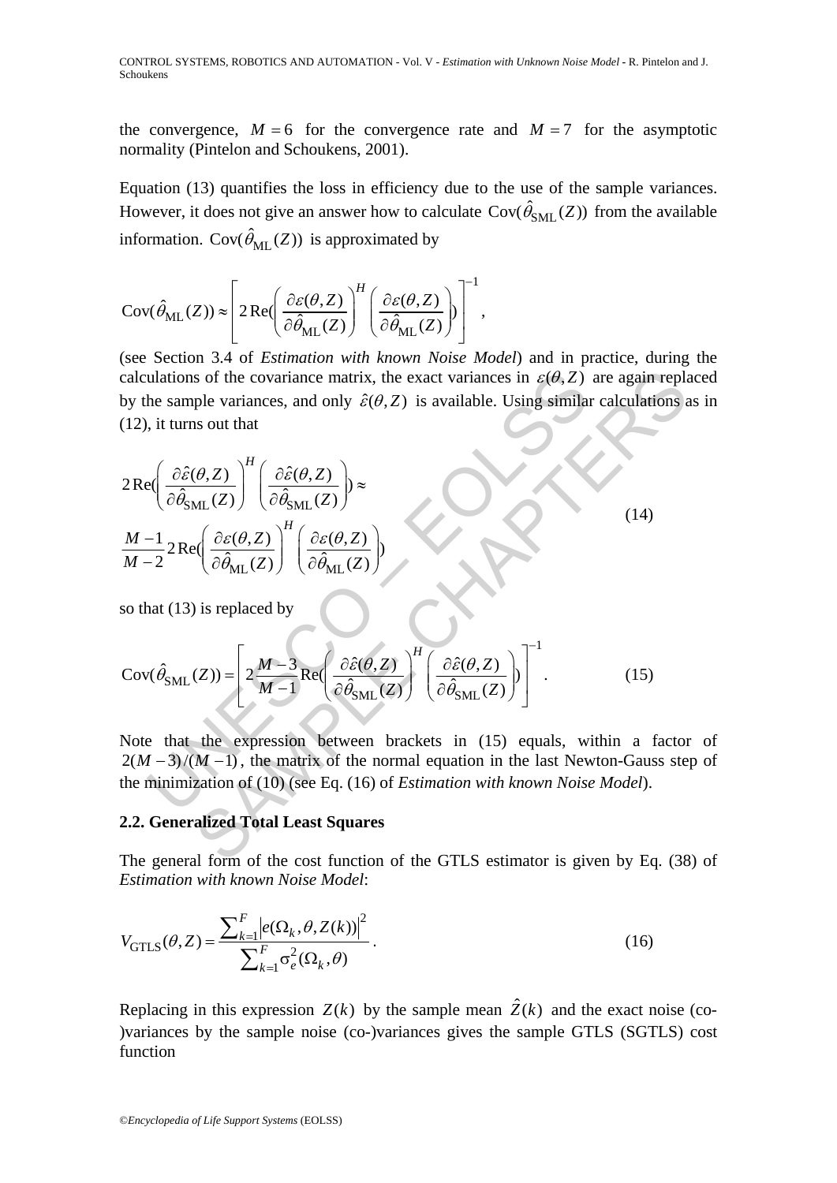the convergence, $M = 6$ for the convergence rate and $M = 7$ for the asymptotic normality (Pintelon and Schoukens, 2001).

Equation (13) quantifies the loss in efficiency due to the use of the sample variances. However, it does not give an answer how to calculate $\text{Cov}(\hat{\theta}_{\text{SML}}(Z))$ from the available information. $\text{Cov}(\hat{\theta}_{\text{ML}}(Z))$ is approximated by

$$\text{Cov}(\hat{\theta}_{\text{ML}}(Z)) \approx \left[ 2\,\text{Re}\left( \left( \frac{\partial \varepsilon(\theta, Z)}{\partial \hat{\theta}_{\text{ML}}(Z)} \right)^H \left( \frac{\partial \varepsilon(\theta, Z)}{\partial \hat{\theta}_{\text{ML}}(Z)} \right) \right) \right]^{-1},$$

(see Section 3.4 of *Estimation with known Noise Model*) and in practice, during the calculations of the covariance matrix, the exact variances in $\varepsilon(\theta, Z)$ are again replaced by the sample variances, and only $\hat{\varepsilon}(\theta, Z)$ is available. Using similar calculations as in (12), it turns out that

$$\begin{aligned} &2\,\text{Re}\left( \left( \frac{\partial \hat{\varepsilon}(\theta, Z)}{\partial \hat{\theta}_{\text{SML}}(Z)} \right)^H \left( \frac{\partial \hat{\varepsilon}(\theta, Z)}{\partial \hat{\theta}_{\text{SML}}(Z)} \right) \right) \approx \\ &\frac{M-1}{M-2} 2\,\text{Re}\left( \left( \frac{\partial \varepsilon(\theta, Z)}{\partial \hat{\theta}_{\text{ML}}(Z)} \right)^H \left( \frac{\partial \varepsilon(\theta, Z)}{\partial \hat{\theta}_{\text{ML}}(Z)} \right) \right) \end{aligned} \tag{14}$$

so that (13) is replaced by

$$\text{Cov}(\hat{\theta}_{\text{SML}}(Z)) = \left[ 2\frac{M-3}{M-1} \text{Re}\left( \left( \frac{\partial \hat{\varepsilon}(\theta, Z)}{\partial \hat{\theta}_{\text{SML}}(Z)} \right)^H \left( \frac{\partial \hat{\varepsilon}(\theta, Z)}{\partial \hat{\theta}_{\text{SML}}(Z)} \right) \right) \right]^{-1}. \tag{15}$$

Note that the expression between brackets in (15) equals, within a factor of $2(M-3)/(M-1)$, the matrix of the normal equation in the last Newton-Gauss step of the minimization of (10) (see Eq. (16) of *Estimation with known Noise Model*).

## 2.2. Generalized Total Least Squares

The general form of the cost function of the GTLS estimator is given by Eq. (38) of *Estimation with known Noise Model*:

$$V_{\text{GTLS}}(\theta, Z) = \frac{\sum_{k=1}^{F} \left| e(\Omega_k, \theta, Z(k)) \right|^2}{\sum_{k=1}^{F} \sigma_e^2(\Omega_k, \theta)}. \tag{16}$$

Replacing in this expression $Z(k)$ by the sample mean $\hat{Z}(k)$ and the exact noise (co-)variances by the sample noise (co-)variances gives the sample GTLS (SGTLS) cost function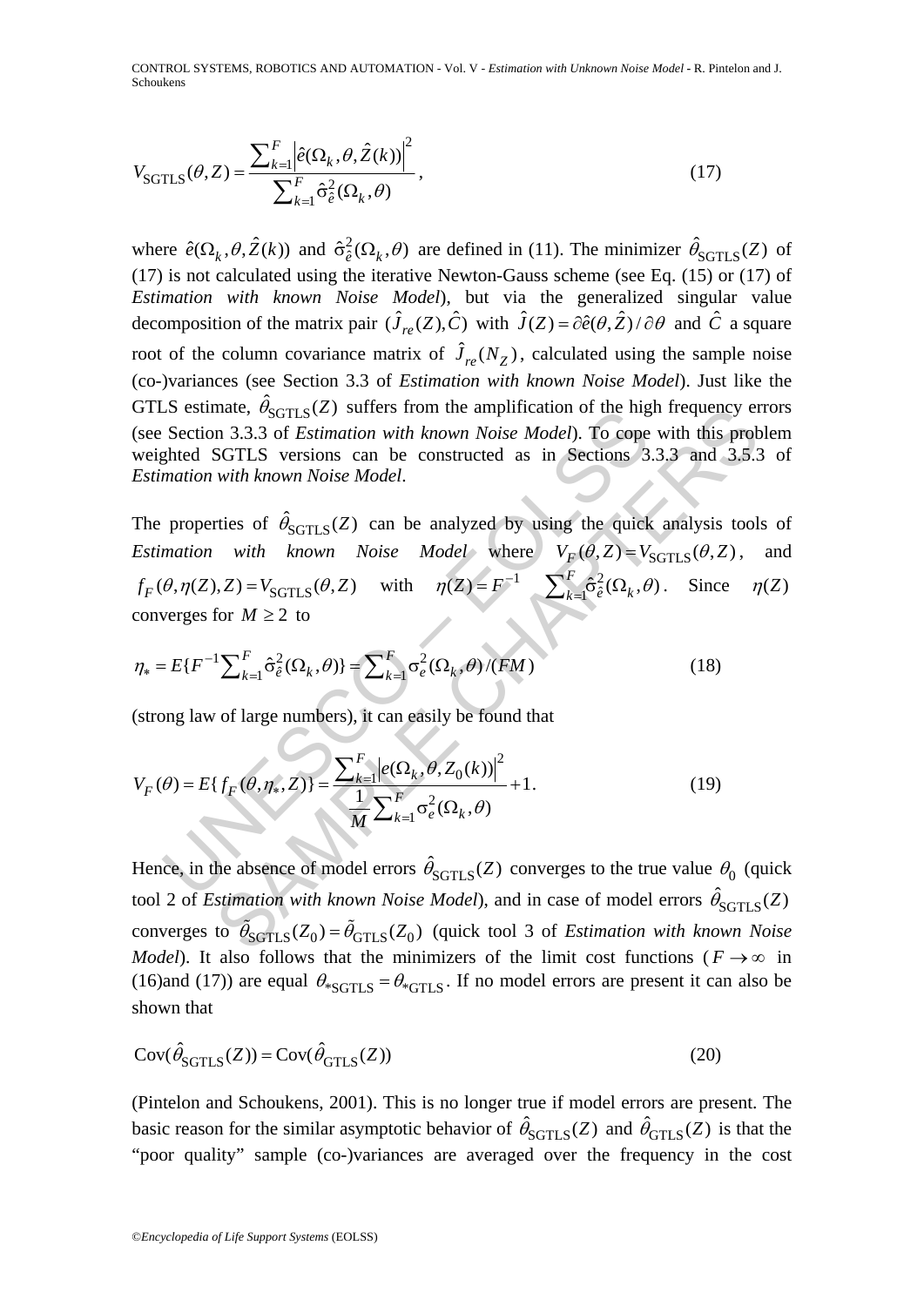$$V_{\text{SGTLS}}(\theta, Z) = \frac{\sum_{k=1}^{F} \left|\hat{e}(\Omega_k, \theta, \hat{Z}(k))\right|^2}{\sum_{k=1}^{F} \hat{\sigma}_{\hat{e}}^2(\Omega_k, \theta)}, \tag{17}$$

where $\hat{e}(\Omega_k, \theta, \hat{Z}(k))$ and $\hat{\sigma}_{\hat{e}}^2(\Omega_k, \theta)$ are defined in (11). The minimizer $\hat{\theta}_{\text{SGTLS}}(Z)$ of (17) is not calculated using the iterative Newton-Gauss scheme (see Eq. (15) or (17) of *Estimation with known Noise Model*), but via the generalized singular value decomposition of the matrix pair $(\hat{J}_{re}(Z), \hat{C})$ with $\hat{J}(Z) = \partial\hat{e}(\theta, \hat{Z}) / \partial\theta$ and $\hat{C}$ a square root of the column covariance matrix of $\hat{J}_{re}(N_Z)$, calculated using the sample noise (co-)variances (see Section 3.3 of *Estimation with known Noise Model*). Just like the GTLS estimate, $\hat{\theta}_{\text{SGTLS}}(Z)$ suffers from the amplification of the high frequency errors (see Section 3.3.3 of *Estimation with known Noise Model*). To cope with this problem weighted SGTLS versions can be constructed as in Sections 3.3.3 and 3.5.3 of *Estimation with known Noise Model*.

The properties of $\hat{\theta}_{\text{SGTLS}}(Z)$ can be analyzed by using the quick analysis tools of *Estimation with known Noise Model* where $V_F(\theta, Z) = V_{\text{SGTLS}}(\theta, Z)$, and $f_F(\theta, \eta(Z), Z) = V_{\text{SGTLS}}(\theta, Z)$ with $\eta(Z) = F^{-1} \sum_{k=1}^{F} \hat{\sigma}_{\hat{e}}^2(\Omega_k, \theta)$. Since $\eta(Z)$ converges for $M \geq 2$ to

$$\eta_* = E\{F^{-1} \sum_{k=1}^{F} \hat{\sigma}_{\hat{e}}^2(\Omega_k, \theta)\} = \sum_{k=1}^{F} \sigma_e^2(\Omega_k, \theta) / (FM) \tag{18}$$

(strong law of large numbers), it can easily be found that

$$V_F(\theta) = E\{f_F(\theta, \eta_*, Z)\} = \frac{\sum_{k=1}^{F} \left|e(\Omega_k, \theta, Z_0(k))\right|^2}{\frac{1}{M} \sum_{k=1}^{F} \sigma_e^2(\Omega_k, \theta)} + 1. \tag{19}$$

Hence, in the absence of model errors $\hat{\theta}_{\text{SGTLS}}(Z)$ converges to the true value $\theta_0$ (quick tool 2 of *Estimation with known Noise Model*), and in case of model errors $\hat{\theta}_{\text{SGTLS}}(Z)$ converges to $\tilde{\theta}_{\text{SGTLS}}(Z_0) = \tilde{\theta}_{\text{GTLS}}(Z_0)$ (quick tool 3 of *Estimation with known Noise Model*). It also follows that the minimizers of the limit cost functions ($F \to \infty$ in (16)and (17)) are equal $\theta_{*\text{SGTLS}} = \theta_{*\text{GTLS}}$. If no model errors are present it can also be shown that

$$\text{Cov}(\hat{\theta}_{\text{SGTLS}}(Z)) = \text{Cov}(\hat{\theta}_{\text{GTLS}}(Z)) \tag{20}$$

(Pintelon and Schoukens, 2001). This is no longer true if model errors are present. The basic reason for the similar asymptotic behavior of $\hat{\theta}_{\text{SGTLS}}(Z)$ and $\hat{\theta}_{\text{GTLS}}(Z)$ is that the "poor quality" sample (co-)variances are averaged over the frequency in the cost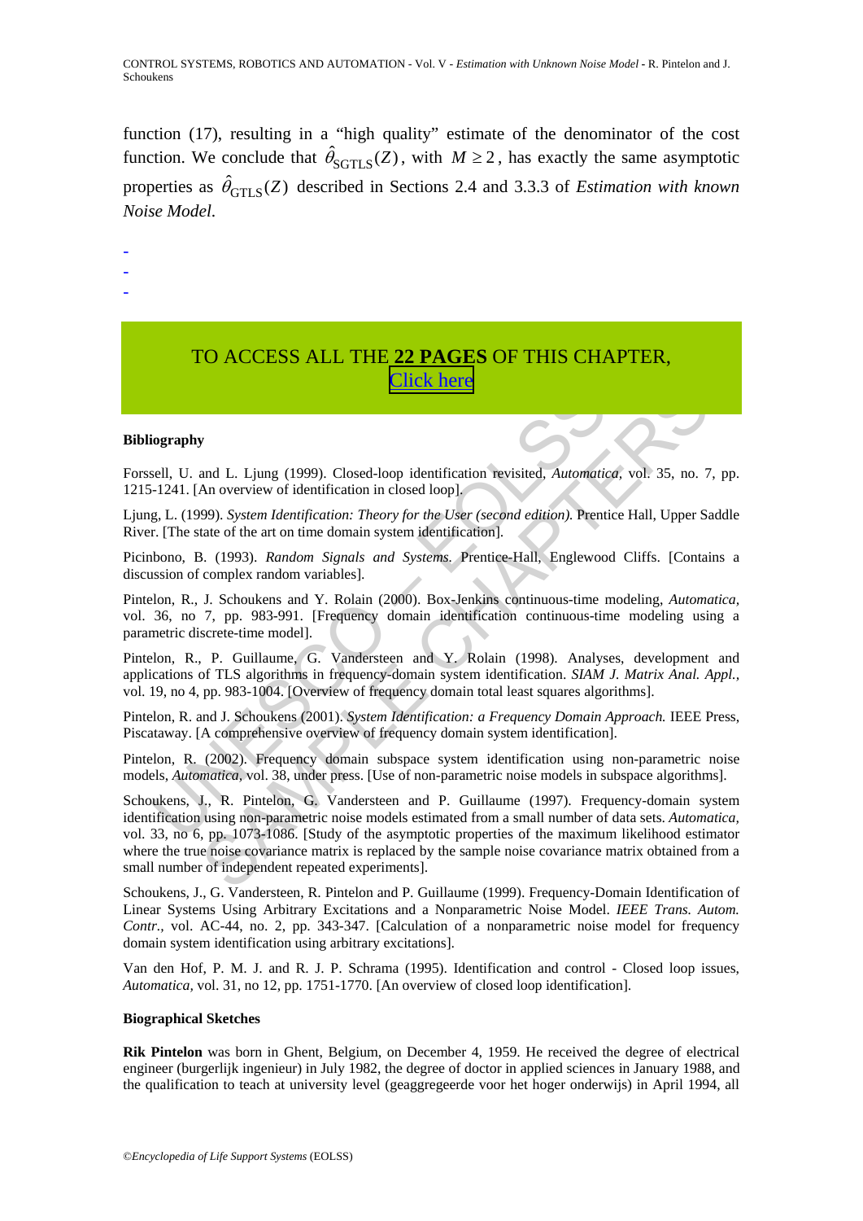function (17), resulting in a "high quality" estimate of the denominator of the cost function. We conclude that $\hat{\theta}_{\text{SGTLS}}(Z)$, with $M \geq 2$, has exactly the same asymptotic properties as $\hat{\theta}_{\text{GTLS}}(Z)$ described in Sections 2.4 and 3.3.3 of *Estimation with known Noise Model*.

-
-
-

TO ACCESS ALL THE **22 PAGES** OF THIS CHAPTER,
Click here

**Bibliography**

Forssell, U. and L. Ljung (1999). Closed-loop identification revisited, *Automatica*, vol. 35, no. 7, pp. 1215-1241. [An overview of identification in closed loop].

Ljung, L. (1999). *System Identification: Theory for the User (second edition).* Prentice Hall, Upper Saddle River. [The state of the art on time domain system identification].

Picinbono, B. (1993). *Random Signals and Systems.* Prentice-Hall, Englewood Cliffs. [Contains a discussion of complex random variables].

Pintelon, R., J. Schoukens and Y. Rolain (2000). Box-Jenkins continuous-time modeling, *Automatica,* vol. 36, no 7, pp. 983-991. [Frequency domain identification continuous-time modeling using a parametric discrete-time model].

Pintelon, R., P. Guillaume, G. Vandersteen and Y. Rolain (1998). Analyses, development and applications of TLS algorithms in frequency-domain system identification. *SIAM J. Matrix Anal. Appl.,* vol. 19, no 4, pp. 983-1004. [Overview of frequency domain total least squares algorithms].

Pintelon, R. and J. Schoukens (2001). *System Identification: a Frequency Domain Approach.* IEEE Press, Piscataway. [A comprehensive overview of frequency domain system identification].

Pintelon, R. (2002). Frequency domain subspace system identification using non-parametric noise models, *Automatica,* vol. 38, under press. [Use of non-parametric noise models in subspace algorithms].

Schoukens, J., R. Pintelon, G. Vandersteen and P. Guillaume (1997). Frequency-domain system identification using non-parametric noise models estimated from a small number of data sets. *Automatica,* vol. 33, no 6, pp. 1073-1086. [Study of the asymptotic properties of the maximum likelihood estimator where the true noise covariance matrix is replaced by the sample noise covariance matrix obtained from a small number of independent repeated experiments].

Schoukens, J., G. Vandersteen, R. Pintelon and P. Guillaume (1999). Frequency-Domain Identification of Linear Systems Using Arbitrary Excitations and a Nonparametric Noise Model. *IEEE Trans. Autom. Contr.,* vol. AC-44, no. 2, pp. 343-347. [Calculation of a nonparametric noise model for frequency domain system identification using arbitrary excitations].

Van den Hof, P. M. J. and R. J. P. Schrama (1995). Identification and control - Closed loop issues, *Automatica,* vol. 31, no 12, pp. 1751-1770. [An overview of closed loop identification].

**Biographical Sketches**

**Rik Pintelon** was born in Ghent, Belgium, on December 4, 1959. He received the degree of electrical engineer (burgerlijk ingenieur) in July 1982, the degree of doctor in applied sciences in January 1988, and the qualification to teach at university level (geaggregeerde voor het hoger onderwijs) in April 1994, all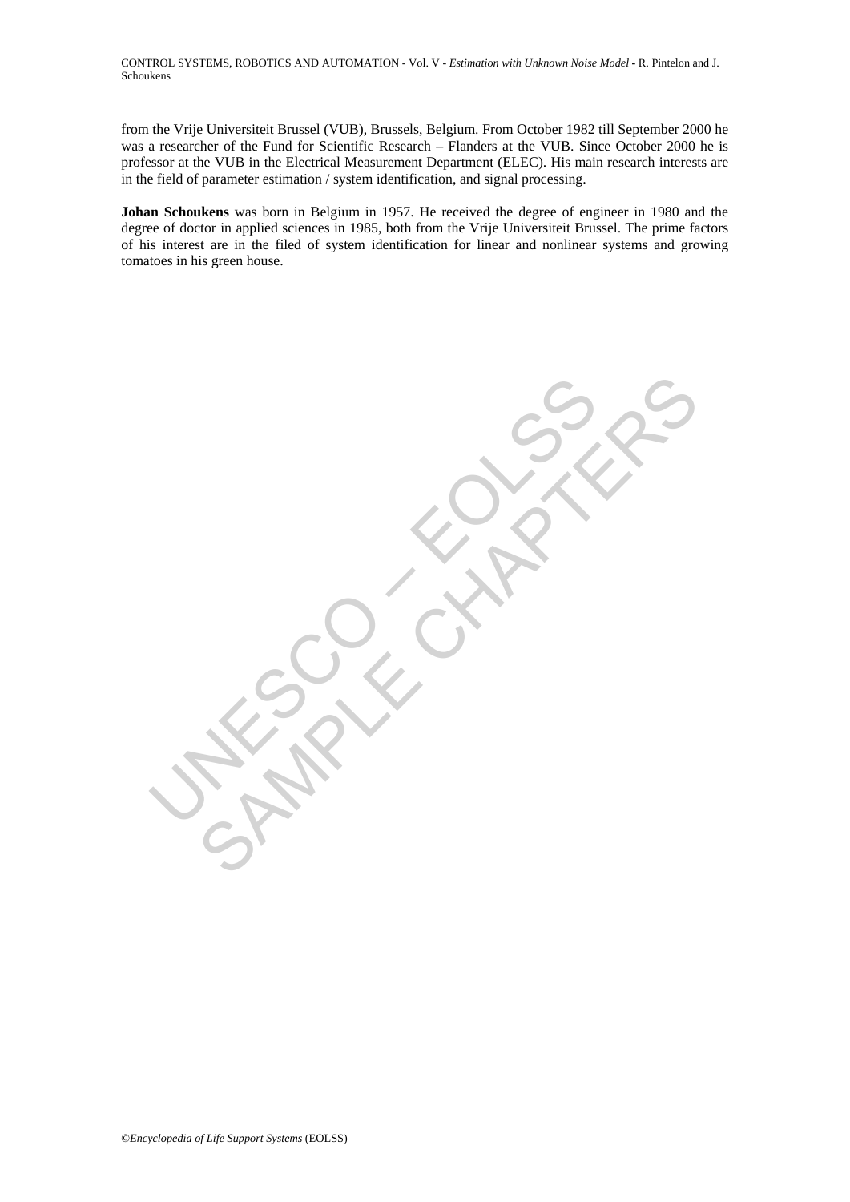from the Vrije Universiteit Brussel (VUB), Brussels, Belgium. From October 1982 till September 2000 he was a researcher of the Fund for Scientific Research – Flanders at the VUB. Since October 2000 he is professor at the VUB in the Electrical Measurement Department (ELEC). His main research interests are in the field of parameter estimation / system identification, and signal processing.

**Johan Schoukens** was born in Belgium in 1957. He received the degree of engineer in 1980 and the degree of doctor in applied sciences in 1985, both from the Vrije Universiteit Brussel. The prime factors of his interest are in the filed of system identification for linear and nonlinear systems and growing tomatoes in his green house.